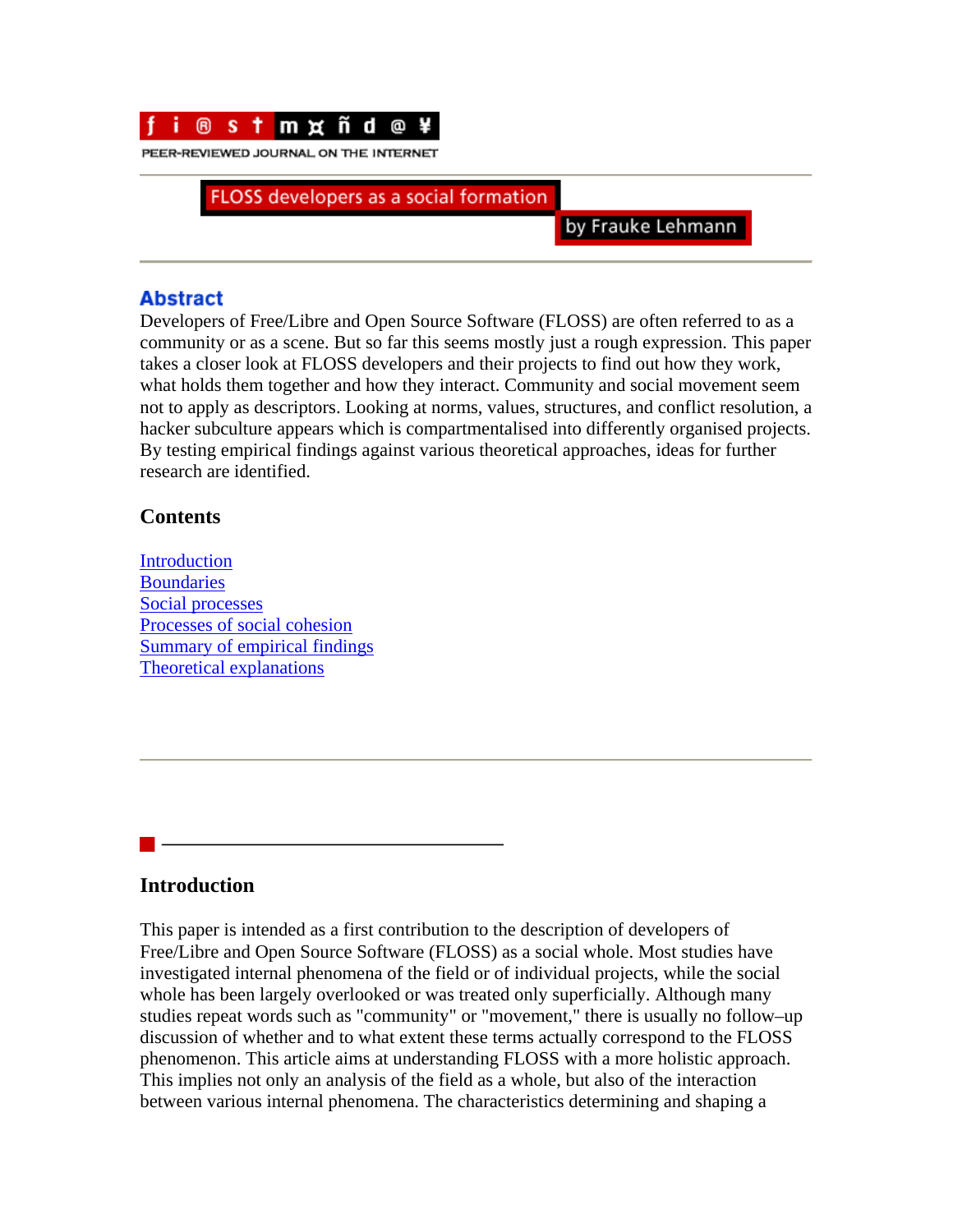f i r s t m o n d a y

PEER-REVIEWED JOURNAL ON THE INTERNET

# FLOSS developers as a social formation

by Frauke Lehmann

## Abstract

Developers of Free/Libre and Open Source Software (FLOSS) are often referred to as a community or as a scene. But so far this seems mostly just a rough expression. This paper takes a closer look at FLOSS developers and their projects to find out how they work, what holds them together and how they interact. Community and social movement seem not to apply as descriptors. Looking at norms, values, structures, and conflict resolution, a hacker subculture appears which is compartmentalised into differently organised projects. By testing empirical findings against various theoretical approaches, ideas for further research are identified.

### Contents

Introduction
Boundaries
Social processes
Processes of social cohesion
Summary of empirical findings
Theoretical explanations

## Introduction

This paper is intended as a first contribution to the description of developers of Free/Libre and Open Source Software (FLOSS) as a social whole. Most studies have investigated internal phenomena of the field or of individual projects, while the social whole has been largely overlooked or was treated only superficially. Although many studies repeat words such as "community" or "movement," there is usually no follow–up discussion of whether and to what extent these terms actually correspond to the FLOSS phenomenon. This article aims at understanding FLOSS with a more holistic approach. This implies not only an analysis of the field as a whole, but also of the interaction between various internal phenomena. The characteristics determining and shaping a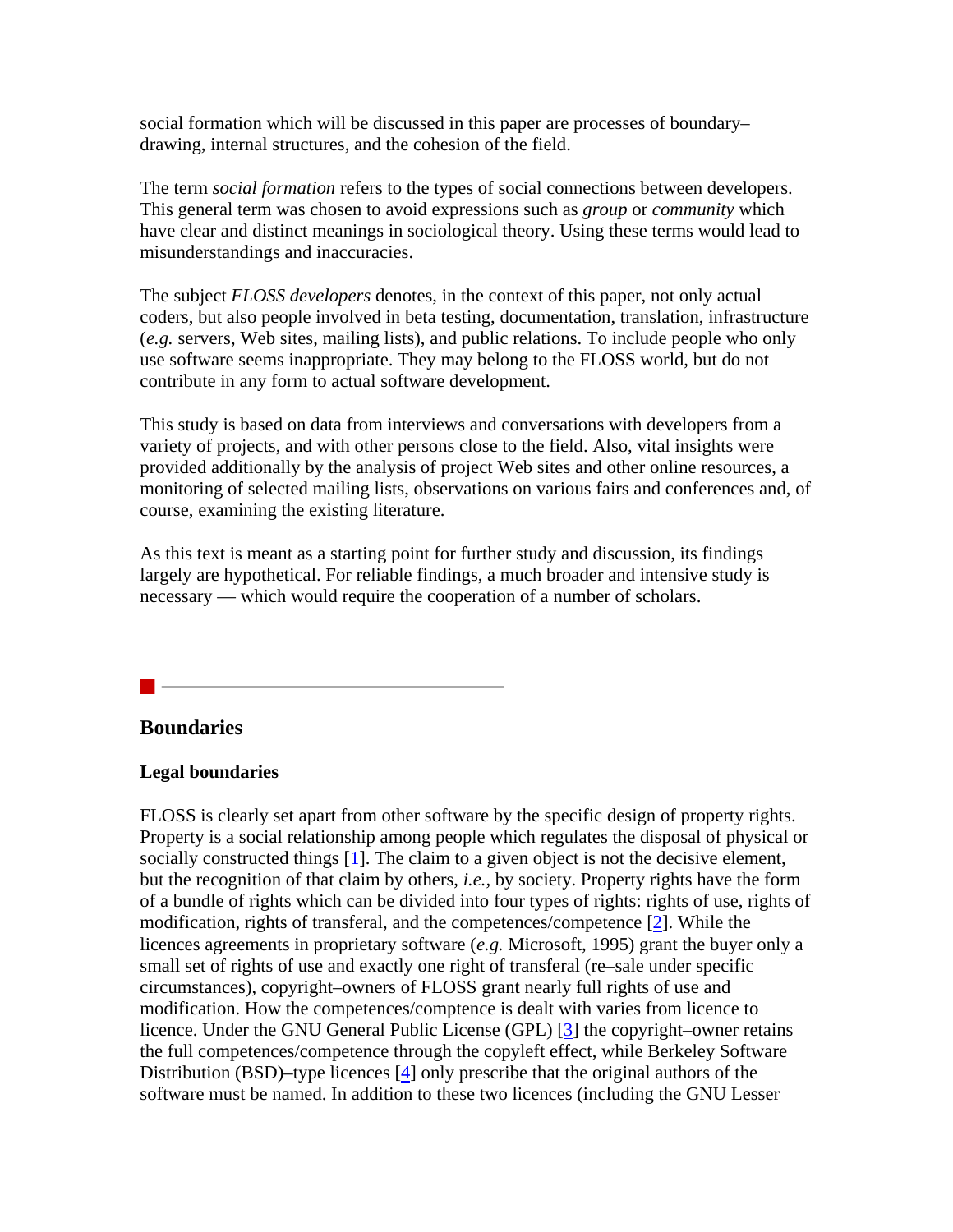social formation which will be discussed in this paper are processes of boundary–drawing, internal structures, and the cohesion of the field.

The term *social formation* refers to the types of social connections between developers. This general term was chosen to avoid expressions such as *group* or *community* which have clear and distinct meanings in sociological theory. Using these terms would lead to misunderstandings and inaccuracies.

The subject *FLOSS developers* denotes, in the context of this paper, not only actual coders, but also people involved in beta testing, documentation, translation, infrastructure (*e.g.* servers, Web sites, mailing lists), and public relations. To include people who only use software seems inappropriate. They may belong to the FLOSS world, but do not contribute in any form to actual software development.

This study is based on data from interviews and conversations with developers from a variety of projects, and with other persons close to the field. Also, vital insights were provided additionally by the analysis of project Web sites and other online resources, a monitoring of selected mailing lists, observations on various fairs and conferences and, of course, examining the existing literature.

As this text is meant as a starting point for further study and discussion, its findings largely are hypothetical. For reliable findings, a much broader and intensive study is necessary — which would require the cooperation of a number of scholars.

---

## Boundaries

### Legal boundaries

FLOSS is clearly set apart from other software by the specific design of property rights. Property is a social relationship among people which regulates the disposal of physical or socially constructed things [1]. The claim to a given object is not the decisive element, but the recognition of that claim by others, *i.e.*, by society. Property rights have the form of a bundle of rights which can be divided into four types of rights: rights of use, rights of modification, rights of transferal, and the competences/competence [2]. While the licences agreements in proprietary software (*e.g.* Microsoft, 1995) grant the buyer only a small set of rights of use and exactly one right of transferal (re–sale under specific circumstances), copyright–owners of FLOSS grant nearly full rights of use and modification. How the competences/comptence is dealt with varies from licence to licence. Under the GNU General Public License (GPL) [3] the copyright–owner retains the full competences/competence through the copyleft effect, while Berkeley Software Distribution (BSD)–type licences [4] only prescribe that the original authors of the software must be named. In addition to these two licences (including the GNU Lesser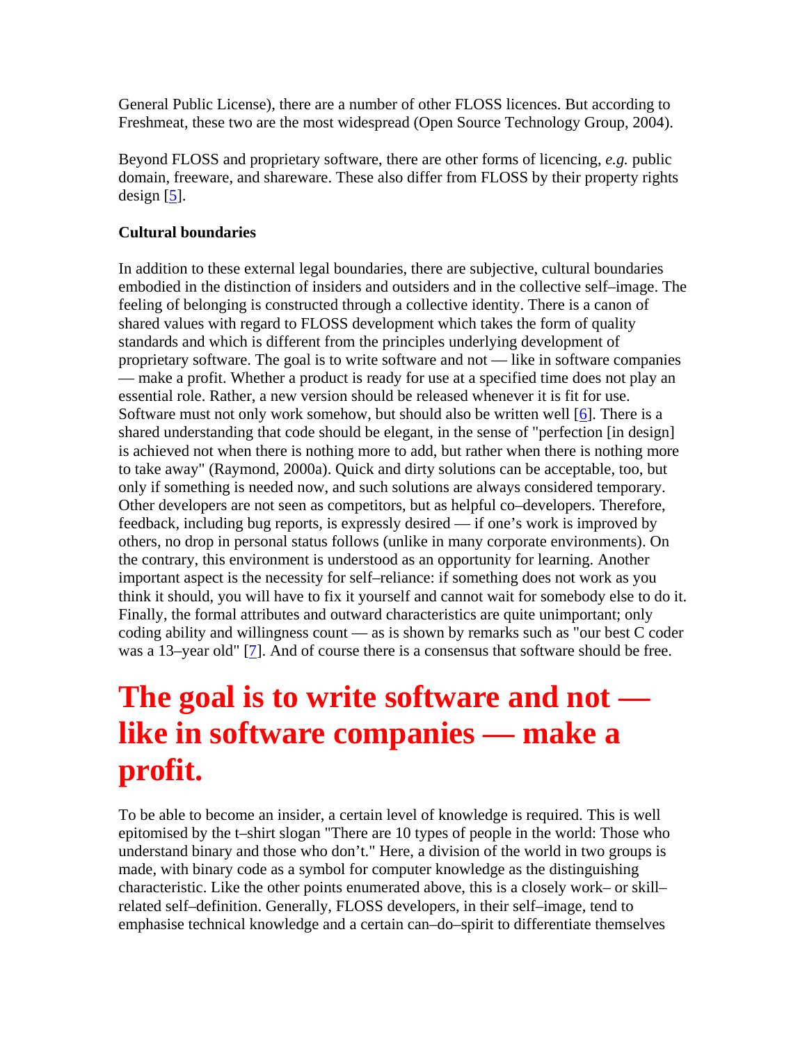General Public License), there are a number of other FLOSS licences. But according to Freshmeat, these two are the most widespread (Open Source Technology Group, 2004).

Beyond FLOSS and proprietary software, there are other forms of licencing, *e.g.* public domain, freeware, and shareware. These also differ from FLOSS by their property rights design [5].

**Cultural boundaries**

In addition to these external legal boundaries, there are subjective, cultural boundaries embodied in the distinction of insiders and outsiders and in the collective self–image. The feeling of belonging is constructed through a collective identity. There is a canon of shared values with regard to FLOSS development which takes the form of quality standards and which is different from the principles underlying development of proprietary software. The goal is to write software and not — like in software companies — make a profit. Whether a product is ready for use at a specified time does not play an essential role. Rather, a new version should be released whenever it is fit for use. Software must not only work somehow, but should also be written well [6]. There is a shared understanding that code should be elegant, in the sense of "perfection [in design] is achieved not when there is nothing more to add, but rather when there is nothing more to take away" (Raymond, 2000a). Quick and dirty solutions can be acceptable, too, but only if something is needed now, and such solutions are always considered temporary. Other developers are not seen as competitors, but as helpful co–developers. Therefore, feedback, including bug reports, is expressly desired — if one's work is improved by others, no drop in personal status follows (unlike in many corporate environments). On the contrary, this environment is understood as an opportunity for learning. Another important aspect is the necessity for self–reliance: if something does not work as you think it should, you will have to fix it yourself and cannot wait for somebody else to do it. Finally, the formal attributes and outward characteristics are quite unimportant; only coding ability and willingness count — as is shown by remarks such as "our best C coder was a 13–year old" [7]. And of course there is a consensus that software should be free.

# The goal is to write software and not — like in software companies — make a profit.

To be able to become an insider, a certain level of knowledge is required. This is well epitomised by the t–shirt slogan "There are 10 types of people in the world: Those who understand binary and those who don't." Here, a division of the world in two groups is made, with binary code as a symbol for computer knowledge as the distinguishing characteristic. Like the other points enumerated above, this is a closely work– or skill–related self–definition. Generally, FLOSS developers, in their self–image, tend to emphasise technical knowledge and a certain can–do–spirit to differentiate themselves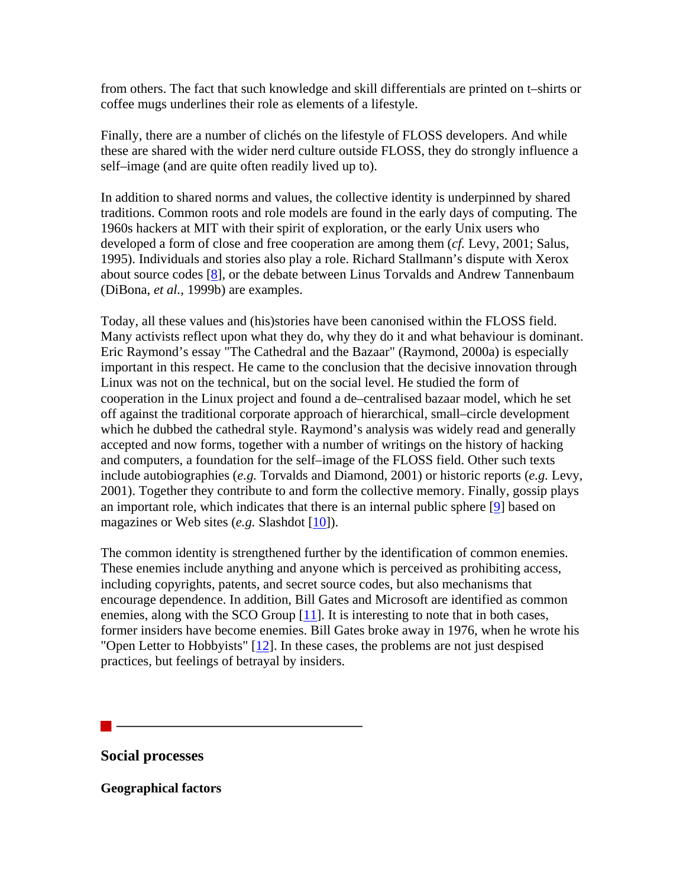from others. The fact that such knowledge and skill differentials are printed on t–shirts or coffee mugs underlines their role as elements of a lifestyle.

Finally, there are a number of clichés on the lifestyle of FLOSS developers. And while these are shared with the wider nerd culture outside FLOSS, they do strongly influence a self–image (and are quite often readily lived up to).

In addition to shared norms and values, the collective identity is underpinned by shared traditions. Common roots and role models are found in the early days of computing. The 1960s hackers at MIT with their spirit of exploration, or the early Unix users who developed a form of close and free cooperation are among them (*cf.* Levy, 2001; Salus, 1995). Individuals and stories also play a role. Richard Stallmann's dispute with Xerox about source codes [8], or the debate between Linus Torvalds and Andrew Tannenbaum (DiBona, *et al.*, 1999b) are examples.

Today, all these values and (his)stories have been canonised within the FLOSS field. Many activists reflect upon what they do, why they do it and what behaviour is dominant. Eric Raymond's essay "The Cathedral and the Bazaar" (Raymond, 2000a) is especially important in this respect. He came to the conclusion that the decisive innovation through Linux was not on the technical, but on the social level. He studied the form of cooperation in the Linux project and found a de–centralised bazaar model, which he set off against the traditional corporate approach of hierarchical, small–circle development which he dubbed the cathedral style. Raymond's analysis was widely read and generally accepted and now forms, together with a number of writings on the history of hacking and computers, a foundation for the self–image of the FLOSS field. Other such texts include autobiographies (*e.g.* Torvalds and Diamond, 2001) or historic reports (*e.g.* Levy, 2001). Together they contribute to and form the collective memory. Finally, gossip plays an important role, which indicates that there is an internal public sphere [9] based on magazines or Web sites (*e.g.* Slashdot [10]).

The common identity is strengthened further by the identification of common enemies. These enemies include anything and anyone which is perceived as prohibiting access, including copyrights, patents, and secret source codes, but also mechanisms that encourage dependence. In addition, Bill Gates and Microsoft are identified as common enemies, along with the SCO Group [11]. It is interesting to note that in both cases, former insiders have become enemies. Bill Gates broke away in 1976, when he wrote his "Open Letter to Hobbyists" [12]. In these cases, the problems are not just despised practices, but feelings of betrayal by insiders.

## Social processes

### Geographical factors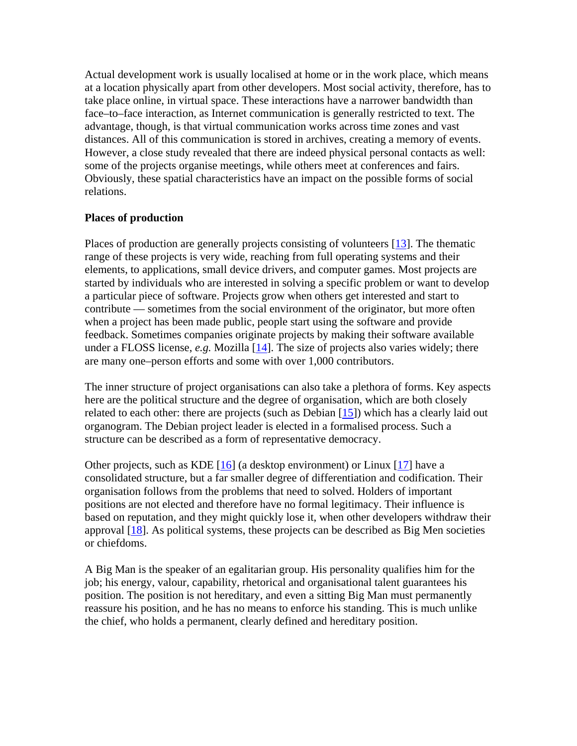Actual development work is usually localised at home or in the work place, which means at a location physically apart from other developers. Most social activity, therefore, has to take place online, in virtual space. These interactions have a narrower bandwidth than face–to–face interaction, as Internet communication is generally restricted to text. The advantage, though, is that virtual communication works across time zones and vast distances. All of this communication is stored in archives, creating a memory of events. However, a close study revealed that there are indeed physical personal contacts as well: some of the projects organise meetings, while others meet at conferences and fairs. Obviously, these spatial characteristics have an impact on the possible forms of social relations.

**Places of production**

Places of production are generally projects consisting of volunteers [13]. The thematic range of these projects is very wide, reaching from full operating systems and their elements, to applications, small device drivers, and computer games. Most projects are started by individuals who are interested in solving a specific problem or want to develop a particular piece of software. Projects grow when others get interested and start to contribute — sometimes from the social environment of the originator, but more often when a project has been made public, people start using the software and provide feedback. Sometimes companies originate projects by making their software available under a FLOSS license, *e.g.* Mozilla [14]. The size of projects also varies widely; there are many one–person efforts and some with over 1,000 contributors.

The inner structure of project organisations can also take a plethora of forms. Key aspects here are the political structure and the degree of organisation, which are both closely related to each other: there are projects (such as Debian [15]) which has a clearly laid out organogram. The Debian project leader is elected in a formalised process. Such a structure can be described as a form of representative democracy.

Other projects, such as KDE [16] (a desktop environment) or Linux [17] have a consolidated structure, but a far smaller degree of differentiation and codification. Their organisation follows from the problems that need to solved. Holders of important positions are not elected and therefore have no formal legitimacy. Their influence is based on reputation, and they might quickly lose it, when other developers withdraw their approval [18]. As political systems, these projects can be described as Big Men societies or chiefdoms.

A Big Man is the speaker of an egalitarian group. His personality qualifies him for the job; his energy, valour, capability, rhetorical and organisational talent guarantees his position. The position is not hereditary, and even a sitting Big Man must permanently reassure his position, and he has no means to enforce his standing. This is much unlike the chief, who holds a permanent, clearly defined and hereditary position.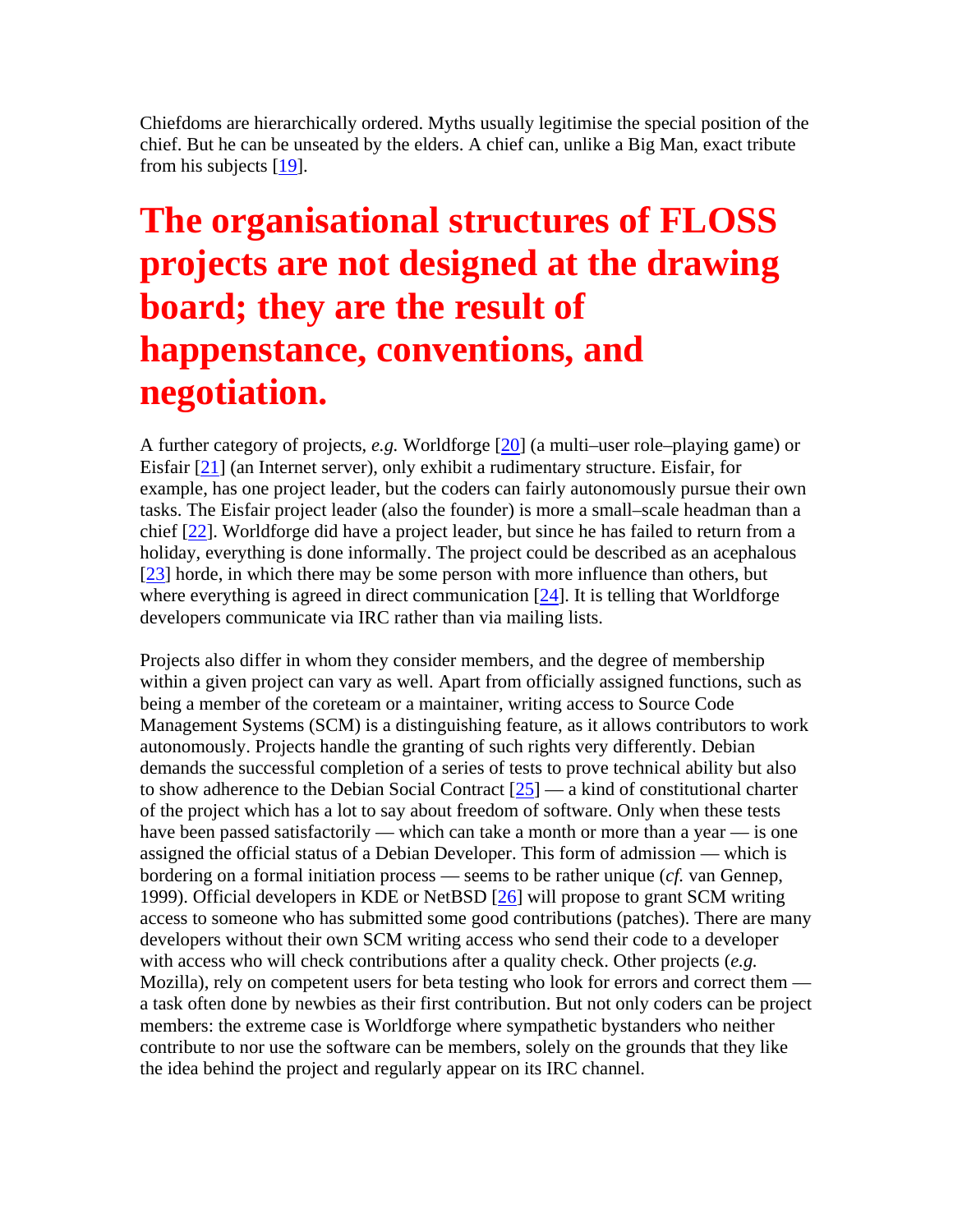Chiefdoms are hierarchically ordered. Myths usually legitimise the special position of the chief. But he can be unseated by the elders. A chief can, unlike a Big Man, exact tribute from his subjects [19].

# The organisational structures of FLOSS projects are not designed at the drawing board; they are the result of happenstance, conventions, and negotiation.

A further category of projects, *e.g.* Worldforge [20] (a multi–user role–playing game) or Eisfair [21] (an Internet server), only exhibit a rudimentary structure. Eisfair, for example, has one project leader, but the coders can fairly autonomously pursue their own tasks. The Eisfair project leader (also the founder) is more a small–scale headman than a chief [22]. Worldforge did have a project leader, but since he has failed to return from a holiday, everything is done informally. The project could be described as an acephalous [23] horde, in which there may be some person with more influence than others, but where everything is agreed in direct communication [24]. It is telling that Worldforge developers communicate via IRC rather than via mailing lists.

Projects also differ in whom they consider members, and the degree of membership within a given project can vary as well. Apart from officially assigned functions, such as being a member of the coreteam or a maintainer, writing access to Source Code Management Systems (SCM) is a distinguishing feature, as it allows contributors to work autonomously. Projects handle the granting of such rights very differently. Debian demands the successful completion of a series of tests to prove technical ability but also to show adherence to the Debian Social Contract [25] — a kind of constitutional charter of the project which has a lot to say about freedom of software. Only when these tests have been passed satisfactorily — which can take a month or more than a year — is one assigned the official status of a Debian Developer. This form of admission — which is bordering on a formal initiation process — seems to be rather unique (*cf.* van Gennep, 1999). Official developers in KDE or NetBSD [26] will propose to grant SCM writing access to someone who has submitted some good contributions (patches). There are many developers without their own SCM writing access who send their code to a developer with access who will check contributions after a quality check. Other projects (*e.g.* Mozilla), rely on competent users for beta testing who look for errors and correct them — a task often done by newbies as their first contribution. But not only coders can be project members: the extreme case is Worldforge where sympathetic bystanders who neither contribute to nor use the software can be members, solely on the grounds that they like the idea behind the project and regularly appear on its IRC channel.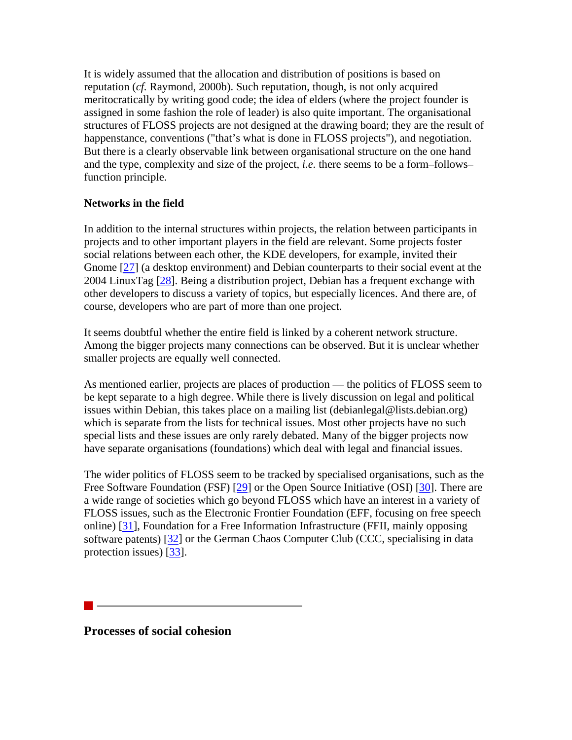It is widely assumed that the allocation and distribution of positions is based on reputation (*cf.* Raymond, 2000b). Such reputation, though, is not only acquired meritocratically by writing good code; the idea of elders (where the project founder is assigned in some fashion the role of leader) is also quite important. The organisational structures of FLOSS projects are not designed at the drawing board; they are the result of happenstance, conventions ("that's what is done in FLOSS projects"), and negotiation. But there is a clearly observable link between organisational structure on the one hand and the type, complexity and size of the project, *i.e.* there seems to be a form–follows–function principle.

**Networks in the field**

In addition to the internal structures within projects, the relation between participants in projects and to other important players in the field are relevant. Some projects foster social relations between each other, the KDE developers, for example, invited their Gnome [27] (a desktop environment) and Debian counterparts to their social event at the 2004 LinuxTag [28]. Being a distribution project, Debian has a frequent exchange with other developers to discuss a variety of topics, but especially licences. And there are, of course, developers who are part of more than one project.

It seems doubtful whether the entire field is linked by a coherent network structure. Among the bigger projects many connections can be observed. But it is unclear whether smaller projects are equally well connected.

As mentioned earlier, projects are places of production — the politics of FLOSS seem to be kept separate to a high degree. While there is lively discussion on legal and political issues within Debian, this takes place on a mailing list (debianlegal@lists.debian.org) which is separate from the lists for technical issues. Most other projects have no such special lists and these issues are only rarely debated. Many of the bigger projects now have separate organisations (foundations) which deal with legal and financial issues.

The wider politics of FLOSS seem to be tracked by specialised organisations, such as the Free Software Foundation (FSF) [29] or the Open Source Initiative (OSI) [30]. There are a wide range of societies which go beyond FLOSS which have an interest in a variety of FLOSS issues, such as the Electronic Frontier Foundation (EFF, focusing on free speech online) [31], Foundation for a Free Information Infrastructure (FFII, mainly opposing software patents) [32] or the German Chaos Computer Club (CCC, specialising in data protection issues) [33].

## Processes of social cohesion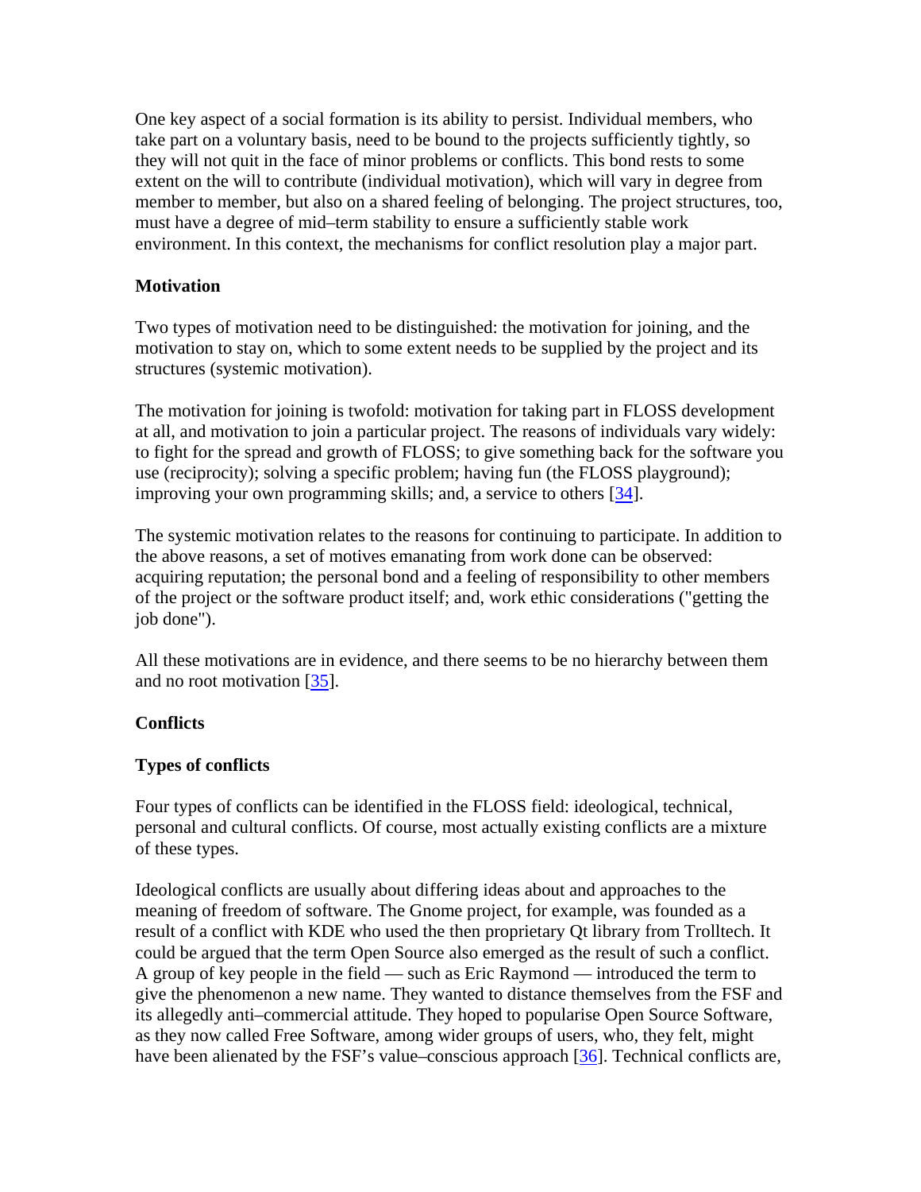One key aspect of a social formation is its ability to persist. Individual members, who take part on a voluntary basis, need to be bound to the projects sufficiently tightly, so they will not quit in the face of minor problems or conflicts. This bond rests to some extent on the will to contribute (individual motivation), which will vary in degree from member to member, but also on a shared feeling of belonging. The project structures, too, must have a degree of mid–term stability to ensure a sufficiently stable work environment. In this context, the mechanisms for conflict resolution play a major part.

**Motivation**

Two types of motivation need to be distinguished: the motivation for joining, and the motivation to stay on, which to some extent needs to be supplied by the project and its structures (systemic motivation).

The motivation for joining is twofold: motivation for taking part in FLOSS development at all, and motivation to join a particular project. The reasons of individuals vary widely: to fight for the spread and growth of FLOSS; to give something back for the software you use (reciprocity); solving a specific problem; having fun (the FLOSS playground); improving your own programming skills; and, a service to others [34].

The systemic motivation relates to the reasons for continuing to participate. In addition to the above reasons, a set of motives emanating from work done can be observed: acquiring reputation; the personal bond and a feeling of responsibility to other members of the project or the software product itself; and, work ethic considerations ("getting the job done").

All these motivations are in evidence, and there seems to be no hierarchy between them and no root motivation [35].

**Conflicts**

**Types of conflicts**

Four types of conflicts can be identified in the FLOSS field: ideological, technical, personal and cultural conflicts. Of course, most actually existing conflicts are a mixture of these types.

Ideological conflicts are usually about differing ideas about and approaches to the meaning of freedom of software. The Gnome project, for example, was founded as a result of a conflict with KDE who used the then proprietary Qt library from Trolltech. It could be argued that the term Open Source also emerged as the result of such a conflict. A group of key people in the field — such as Eric Raymond — introduced the term to give the phenomenon a new name. They wanted to distance themselves from the FSF and its allegedly anti–commercial attitude. They hoped to popularise Open Source Software, as they now called Free Software, among wider groups of users, who, they felt, might have been alienated by the FSF's value–conscious approach [36]. Technical conflicts are,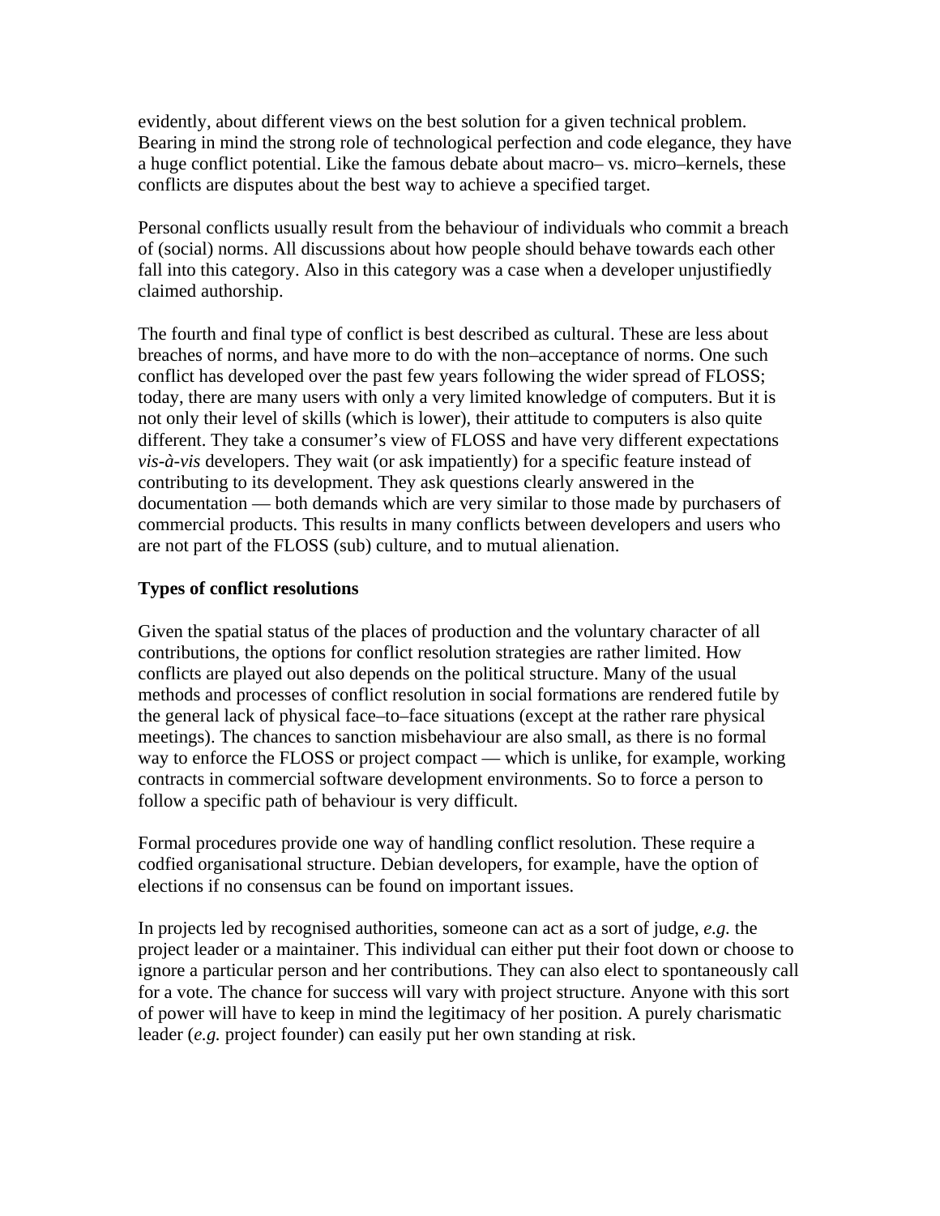evidently, about different views on the best solution for a given technical problem. Bearing in mind the strong role of technological perfection and code elegance, they have a huge conflict potential. Like the famous debate about macro– vs. micro–kernels, these conflicts are disputes about the best way to achieve a specified target.

Personal conflicts usually result from the behaviour of individuals who commit a breach of (social) norms. All discussions about how people should behave towards each other fall into this category. Also in this category was a case when a developer unjustifiedly claimed authorship.

The fourth and final type of conflict is best described as cultural. These are less about breaches of norms, and have more to do with the non–acceptance of norms. One such conflict has developed over the past few years following the wider spread of FLOSS; today, there are many users with only a very limited knowledge of computers. But it is not only their level of skills (which is lower), their attitude to computers is also quite different. They take a consumer's view of FLOSS and have very different expectations *vis-à-vis* developers. They wait (or ask impatiently) for a specific feature instead of contributing to its development. They ask questions clearly answered in the documentation — both demands which are very similar to those made by purchasers of commercial products. This results in many conflicts between developers and users who are not part of the FLOSS (sub) culture, and to mutual alienation.

**Types of conflict resolutions**

Given the spatial status of the places of production and the voluntary character of all contributions, the options for conflict resolution strategies are rather limited. How conflicts are played out also depends on the political structure. Many of the usual methods and processes of conflict resolution in social formations are rendered futile by the general lack of physical face–to–face situations (except at the rather rare physical meetings). The chances to sanction misbehaviour are also small, as there is no formal way to enforce the FLOSS or project compact — which is unlike, for example, working contracts in commercial software development environments. So to force a person to follow a specific path of behaviour is very difficult.

Formal procedures provide one way of handling conflict resolution. These require a codfied organisational structure. Debian developers, for example, have the option of elections if no consensus can be found on important issues.

In projects led by recognised authorities, someone can act as a sort of judge, *e.g.* the project leader or a maintainer. This individual can either put their foot down or choose to ignore a particular person and her contributions. They can also elect to spontaneously call for a vote. The chance for success will vary with project structure. Anyone with this sort of power will have to keep in mind the legitimacy of her position. A purely charismatic leader (*e.g.* project founder) can easily put her own standing at risk.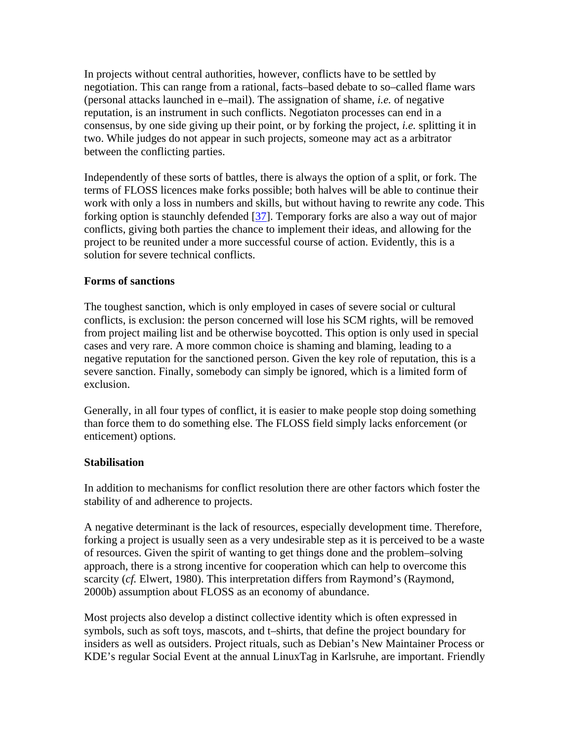In projects without central authorities, however, conflicts have to be settled by negotiation. This can range from a rational, facts–based debate to so–called flame wars (personal attacks launched in e–mail). The assignation of shame, *i.e.* of negative reputation, is an instrument in such conflicts. Negotiaton processes can end in a consensus, by one side giving up their point, or by forking the project, *i.e.* splitting it in two. While judges do not appear in such projects, someone may act as a arbitrator between the conflicting parties.

Independently of these sorts of battles, there is always the option of a split, or fork. The terms of FLOSS licences make forks possible; both halves will be able to continue their work with only a loss in numbers and skills, but without having to rewrite any code. This forking option is staunchly defended [37]. Temporary forks are also a way out of major conflicts, giving both parties the chance to implement their ideas, and allowing for the project to be reunited under a more successful course of action. Evidently, this is a solution for severe technical conflicts.

**Forms of sanctions**

The toughest sanction, which is only employed in cases of severe social or cultural conflicts, is exclusion: the person concerned will lose his SCM rights, will be removed from project mailing list and be otherwise boycotted. This option is only used in special cases and very rare. A more common choice is shaming and blaming, leading to a negative reputation for the sanctioned person. Given the key role of reputation, this is a severe sanction. Finally, somebody can simply be ignored, which is a limited form of exclusion.

Generally, in all four types of conflict, it is easier to make people stop doing something than force them to do something else. The FLOSS field simply lacks enforcement (or enticement) options.

**Stabilisation**

In addition to mechanisms for conflict resolution there are other factors which foster the stability of and adherence to projects.

A negative determinant is the lack of resources, especially development time. Therefore, forking a project is usually seen as a very undesirable step as it is perceived to be a waste of resources. Given the spirit of wanting to get things done and the problem–solving approach, there is a strong incentive for cooperation which can help to overcome this scarcity (*cf.* Elwert, 1980). This interpretation differs from Raymond's (Raymond, 2000b) assumption about FLOSS as an economy of abundance.

Most projects also develop a distinct collective identity which is often expressed in symbols, such as soft toys, mascots, and t–shirts, that define the project boundary for insiders as well as outsiders. Project rituals, such as Debian's New Maintainer Process or KDE's regular Social Event at the annual LinuxTag in Karlsruhe, are important. Friendly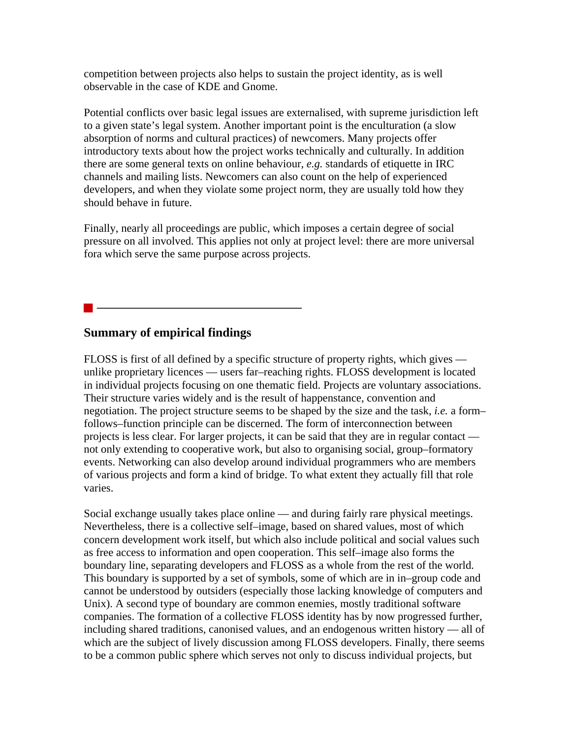competition between projects also helps to sustain the project identity, as is well observable in the case of KDE and Gnome.

Potential conflicts over basic legal issues are externalised, with supreme jurisdiction left to a given state's legal system. Another important point is the enculturation (a slow absorption of norms and cultural practices) of newcomers. Many projects offer introductory texts about how the project works technically and culturally. In addition there are some general texts on online behaviour, *e.g.* standards of etiquette in IRC channels and mailing lists. Newcomers can also count on the help of experienced developers, and when they violate some project norm, they are usually told how they should behave in future.

Finally, nearly all proceedings are public, which imposes a certain degree of social pressure on all involved. This applies not only at project level: there are more universal fora which serve the same purpose across projects.

## Summary of empirical findings

FLOSS is first of all defined by a specific structure of property rights, which gives — unlike proprietary licences — users far–reaching rights. FLOSS development is located in individual projects focusing on one thematic field. Projects are voluntary associations. Their structure varies widely and is the result of happenstance, convention and negotiation. The project structure seems to be shaped by the size and the task, *i.e.* a form–follows–function principle can be discerned. The form of interconnection between projects is less clear. For larger projects, it can be said that they are in regular contact — not only extending to cooperative work, but also to organising social, group–formatory events. Networking can also develop around individual programmers who are members of various projects and form a kind of bridge. To what extent they actually fill that role varies.

Social exchange usually takes place online — and during fairly rare physical meetings. Nevertheless, there is a collective self–image, based on shared values, most of which concern development work itself, but which also include political and social values such as free access to information and open cooperation. This self–image also forms the boundary line, separating developers and FLOSS as a whole from the rest of the world. This boundary is supported by a set of symbols, some of which are in in–group code and cannot be understood by outsiders (especially those lacking knowledge of computers and Unix). A second type of boundary are common enemies, mostly traditional software companies. The formation of a collective FLOSS identity has by now progressed further, including shared traditions, canonised values, and an endogenous written history — all of which are the subject of lively discussion among FLOSS developers. Finally, there seems to be a common public sphere which serves not only to discuss individual projects, but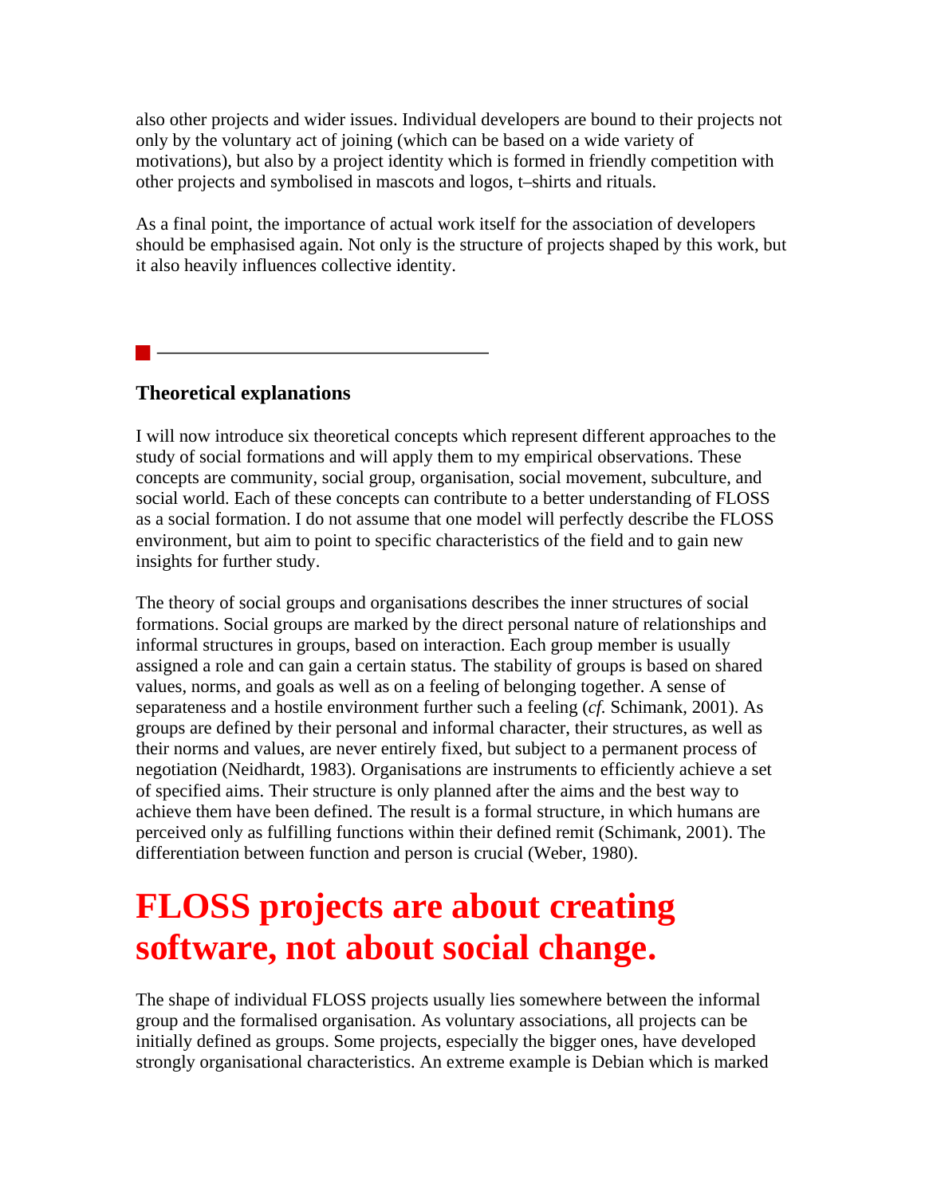also other projects and wider issues. Individual developers are bound to their projects not only by the voluntary act of joining (which can be based on a wide variety of motivations), but also by a project identity which is formed in friendly competition with other projects and symbolised in mascots and logos, t–shirts and rituals.

As a final point, the importance of actual work itself for the association of developers should be emphasised again. Not only is the structure of projects shaped by this work, but it also heavily influences collective identity.

---

### Theoretical explanations

I will now introduce six theoretical concepts which represent different approaches to the study of social formations and will apply them to my empirical observations. These concepts are community, social group, organisation, social movement, subculture, and social world. Each of these concepts can contribute to a better understanding of FLOSS as a social formation. I do not assume that one model will perfectly describe the FLOSS environment, but aim to point to specific characteristics of the field and to gain new insights for further study.

The theory of social groups and organisations describes the inner structures of social formations. Social groups are marked by the direct personal nature of relationships and informal structures in groups, based on interaction. Each group member is usually assigned a role and can gain a certain status. The stability of groups is based on shared values, norms, and goals as well as on a feeling of belonging together. A sense of separateness and a hostile environment further such a feeling (*cf.* Schimank, 2001). As groups are defined by their personal and informal character, their structures, as well as their norms and values, are never entirely fixed, but subject to a permanent process of negotiation (Neidhardt, 1983). Organisations are instruments to efficiently achieve a set of specified aims. Their structure is only planned after the aims and the best way to achieve them have been defined. The result is a formal structure, in which humans are perceived only as fulfilling functions within their defined remit (Schimank, 2001). The differentiation between function and person is crucial (Weber, 1980).

# FLOSS projects are about creating software, not about social change.

The shape of individual FLOSS projects usually lies somewhere between the informal group and the formalised organisation. As voluntary associations, all projects can be initially defined as groups. Some projects, especially the bigger ones, have developed strongly organisational characteristics. An extreme example is Debian which is marked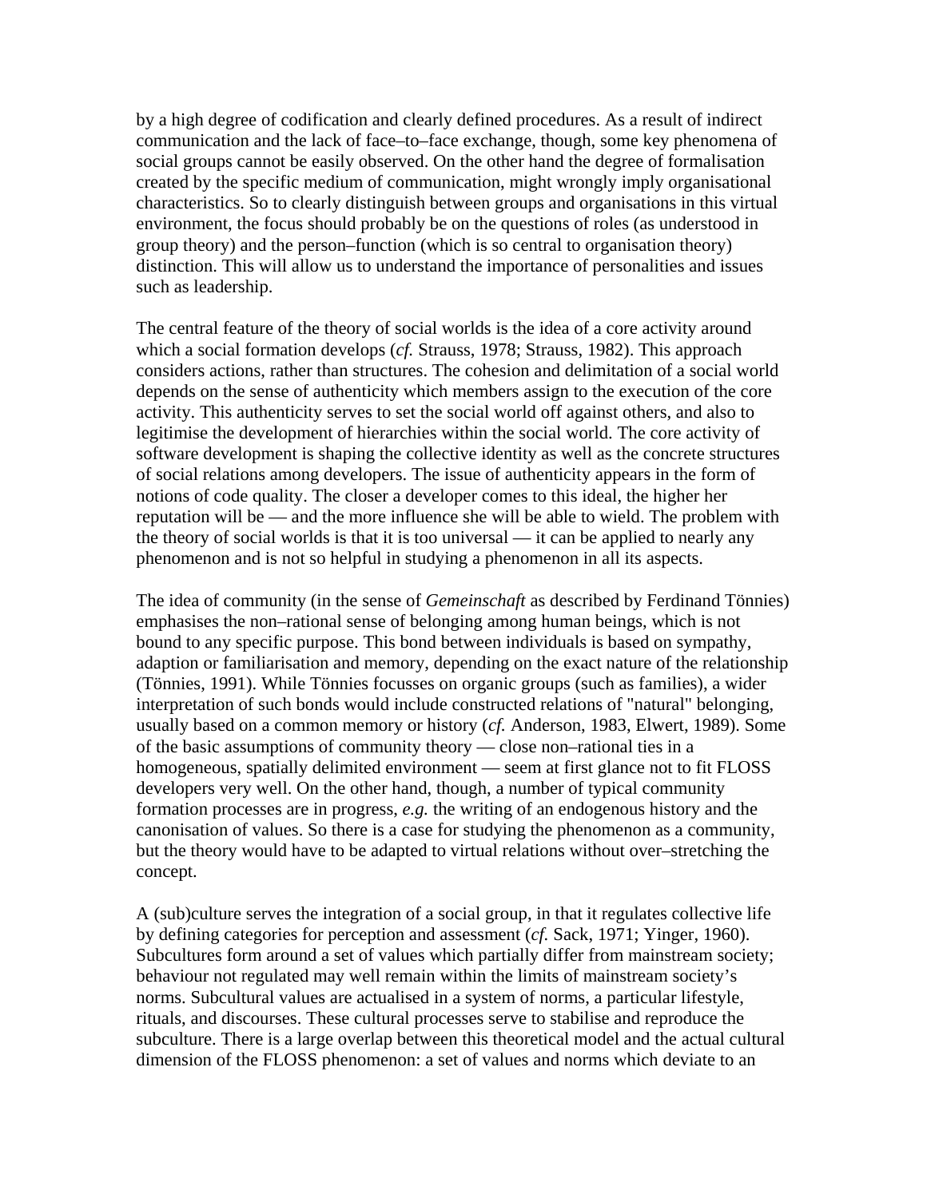by a high degree of codification and clearly defined procedures. As a result of indirect communication and the lack of face–to–face exchange, though, some key phenomena of social groups cannot be easily observed. On the other hand the degree of formalisation created by the specific medium of communication, might wrongly imply organisational characteristics. So to clearly distinguish between groups and organisations in this virtual environment, the focus should probably be on the questions of roles (as understood in group theory) and the person–function (which is so central to organisation theory) distinction. This will allow us to understand the importance of personalities and issues such as leadership.

The central feature of the theory of social worlds is the idea of a core activity around which a social formation develops (*cf.* Strauss, 1978; Strauss, 1982). This approach considers actions, rather than structures. The cohesion and delimitation of a social world depends on the sense of authenticity which members assign to the execution of the core activity. This authenticity serves to set the social world off against others, and also to legitimise the development of hierarchies within the social world. The core activity of software development is shaping the collective identity as well as the concrete structures of social relations among developers. The issue of authenticity appears in the form of notions of code quality. The closer a developer comes to this ideal, the higher her reputation will be — and the more influence she will be able to wield. The problem with the theory of social worlds is that it is too universal — it can be applied to nearly any phenomenon and is not so helpful in studying a phenomenon in all its aspects.

The idea of community (in the sense of *Gemeinschaft* as described by Ferdinand Tönnies) emphasises the non–rational sense of belonging among human beings, which is not bound to any specific purpose. This bond between individuals is based on sympathy, adaption or familiarisation and memory, depending on the exact nature of the relationship (Tönnies, 1991). While Tönnies focusses on organic groups (such as families), a wider interpretation of such bonds would include constructed relations of "natural" belonging, usually based on a common memory or history (*cf.* Anderson, 1983, Elwert, 1989). Some of the basic assumptions of community theory — close non–rational ties in a homogeneous, spatially delimited environment — seem at first glance not to fit FLOSS developers very well. On the other hand, though, a number of typical community formation processes are in progress, *e.g.* the writing of an endogenous history and the canonisation of values. So there is a case for studying the phenomenon as a community, but the theory would have to be adapted to virtual relations without over–stretching the concept.

A (sub)culture serves the integration of a social group, in that it regulates collective life by defining categories for perception and assessment (*cf.* Sack, 1971; Yinger, 1960). Subcultures form around a set of values which partially differ from mainstream society; behaviour not regulated may well remain within the limits of mainstream society's norms. Subcultural values are actualised in a system of norms, a particular lifestyle, rituals, and discourses. These cultural processes serve to stabilise and reproduce the subculture. There is a large overlap between this theoretical model and the actual cultural dimension of the FLOSS phenomenon: a set of values and norms which deviate to an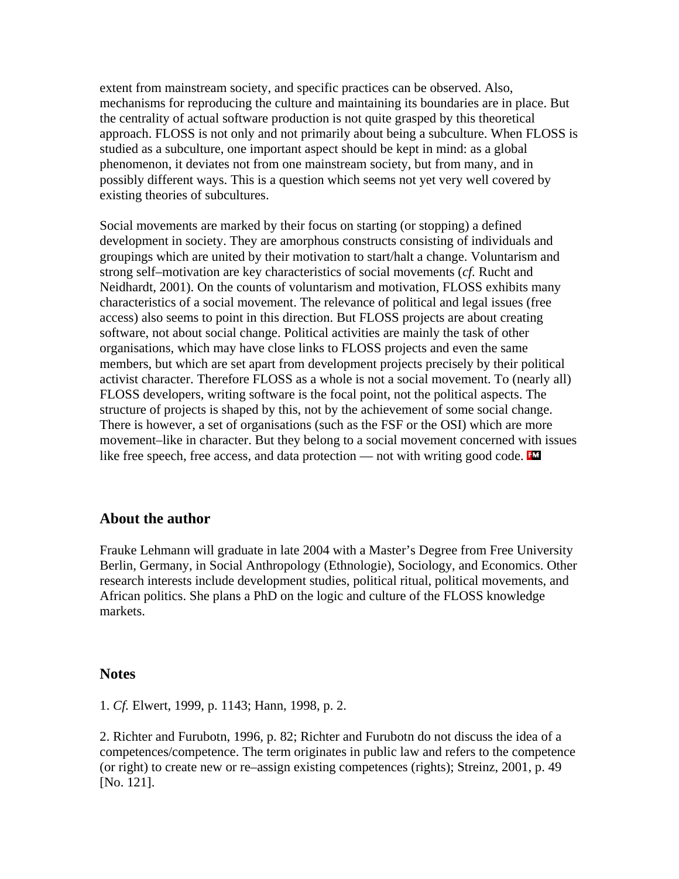extent from mainstream society, and specific practices can be observed. Also, mechanisms for reproducing the culture and maintaining its boundaries are in place. But the centrality of actual software production is not quite grasped by this theoretical approach. FLOSS is not only and not primarily about being a subculture. When FLOSS is studied as a subculture, one important aspect should be kept in mind: as a global phenomenon, it deviates not from one mainstream society, but from many, and in possibly different ways. This is a question which seems not yet very well covered by existing theories of subcultures.

Social movements are marked by their focus on starting (or stopping) a defined development in society. They are amorphous constructs consisting of individuals and groupings which are united by their motivation to start/halt a change. Voluntarism and strong self–motivation are key characteristics of social movements (*cf.* Rucht and Neidhardt, 2001). On the counts of voluntarism and motivation, FLOSS exhibits many characteristics of a social movement. The relevance of political and legal issues (free access) also seems to point in this direction. But FLOSS projects are about creating software, not about social change. Political activities are mainly the task of other organisations, which may have close links to FLOSS projects and even the same members, but which are set apart from development projects precisely by their political activist character. Therefore FLOSS as a whole is not a social movement. To (nearly all) FLOSS developers, writing software is the focal point, not the political aspects. The structure of projects is shaped by this, not by the achievement of some social change. There is however, a set of organisations (such as the FSF or the OSI) which are more movement–like in character. But they belong to a social movement concerned with issues like free speech, free access, and data protection — not with writing good code.

## About the author

Frauke Lehmann will graduate in late 2004 with a Master's Degree from Free University Berlin, Germany, in Social Anthropology (Ethnologie), Sociology, and Economics. Other research interests include development studies, political ritual, political movements, and African politics. She plans a PhD on the logic and culture of the FLOSS knowledge markets.

## Notes

1. *Cf.* Elwert, 1999, p. 1143; Hann, 1998, p. 2.

2. Richter and Furubotn, 1996, p. 82; Richter and Furubotn do not discuss the idea of a competences/competence. The term originates in public law and refers to the competence (or right) to create new or re–assign existing competences (rights); Streinz, 2001, p. 49 [No. 121].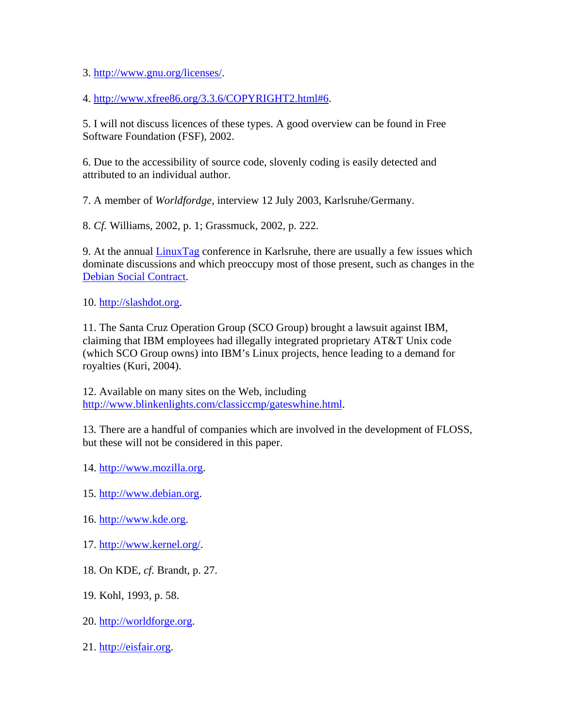3. http://www.gnu.org/licenses/.

4. http://www.xfree86.org/3.3.6/COPYRIGHT2.html#6.

5. I will not discuss licences of these types. A good overview can be found in Free Software Foundation (FSF), 2002.

6. Due to the accessibility of source code, slovenly coding is easily detected and attributed to an individual author.

7. A member of *Worldfordge*, interview 12 July 2003, Karlsruhe/Germany.

8. *Cf.* Williams, 2002, p. 1; Grassmuck, 2002, p. 222.

9. At the annual LinuxTag conference in Karlsruhe, there are usually a few issues which dominate discussions and which preoccupy most of those present, such as changes in the Debian Social Contract.

10. http://slashdot.org.

11. The Santa Cruz Operation Group (SCO Group) brought a lawsuit against IBM, claiming that IBM employees had illegally integrated proprietary AT&T Unix code (which SCO Group owns) into IBM's Linux projects, hence leading to a demand for royalties (Kuri, 2004).

12. Available on many sites on the Web, including http://www.blinkenlights.com/classiccmp/gateswhine.html.

13. There are a handful of companies which are involved in the development of FLOSS, but these will not be considered in this paper.

14. http://www.mozilla.org.

15. http://www.debian.org.

16. http://www.kde.org.

17. http://www.kernel.org/.

18. On KDE, *cf.* Brandt, p. 27.

19. Kohl, 1993, p. 58.

20. http://worldforge.org.

21. http://eisfair.org.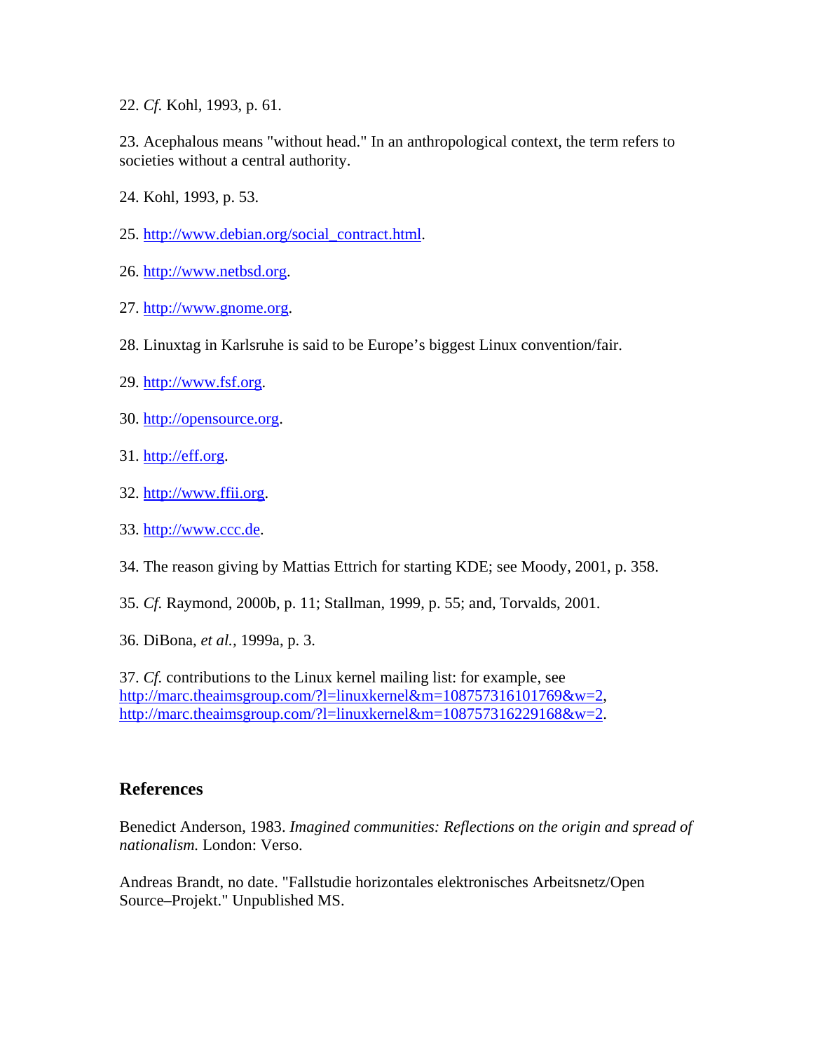22. *Cf.* Kohl, 1993, p. 61.

23. Acephalous means "without head." In an anthropological context, the term refers to societies without a central authority.

24. Kohl, 1993, p. 53.

25. http://www.debian.org/social_contract.html.

26. http://www.netbsd.org.

27. http://www.gnome.org.

28. Linuxtag in Karlsruhe is said to be Europe's biggest Linux convention/fair.

29. http://www.fsf.org.

30. http://opensource.org.

31. http://eff.org.

32. http://www.ffii.org.

33. http://www.ccc.de.

34. The reason giving by Mattias Ettrich for starting KDE; see Moody, 2001, p. 358.

35. *Cf.* Raymond, 2000b, p. 11; Stallman, 1999, p. 55; and, Torvalds, 2001.

36. DiBona, *et al.*, 1999a, p. 3.

37. *Cf.* contributions to the Linux kernel mailing list: for example, see http://marc.theaimsgroup.com/?l=linuxkernel&m=108757316101769&w=2, http://marc.theaimsgroup.com/?l=linuxkernel&m=108757316229168&w=2.

## References

Benedict Anderson, 1983. *Imagined communities: Reflections on the origin and spread of nationalism.* London: Verso.

Andreas Brandt, no date. "Fallstudie horizontales elektronisches Arbeitsnetz/Open Source–Projekt." Unpublished MS.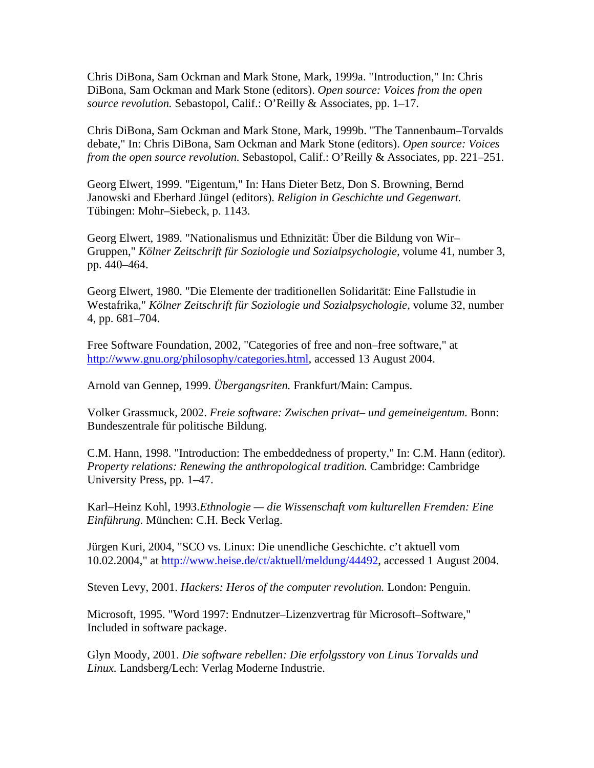Chris DiBona, Sam Ockman and Mark Stone, Mark, 1999a. "Introduction," In: Chris DiBona, Sam Ockman and Mark Stone (editors). *Open source: Voices from the open source revolution.* Sebastopol, Calif.: O'Reilly & Associates, pp. 1–17.

Chris DiBona, Sam Ockman and Mark Stone, Mark, 1999b. "The Tannenbaum–Torvalds debate," In: Chris DiBona, Sam Ockman and Mark Stone (editors). *Open source: Voices from the open source revolution.* Sebastopol, Calif.: O'Reilly & Associates, pp. 221–251.

Georg Elwert, 1999. "Eigentum," In: Hans Dieter Betz, Don S. Browning, Bernd Janowski and Eberhard Jüngel (editors). *Religion in Geschichte und Gegenwart.* Tübingen: Mohr–Siebeck, p. 1143.

Georg Elwert, 1989. "Nationalismus und Ethnizität: Über die Bildung von Wir–Gruppen," *Kölner Zeitschrift für Soziologie und Sozialpsychologie*, volume 41, number 3, pp. 440–464.

Georg Elwert, 1980. "Die Elemente der traditionellen Solidarität: Eine Fallstudie in Westafrika," *Kölner Zeitschrift für Soziologie und Sozialpsychologie*, volume 32, number 4, pp. 681–704.

Free Software Foundation, 2002, "Categories of free and non–free software," at http://www.gnu.org/philosophy/categories.html, accessed 13 August 2004.

Arnold van Gennep, 1999. *Übergangsriten.* Frankfurt/Main: Campus.

Volker Grassmuck, 2002. *Freie software: Zwischen privat– und gemeineigentum.* Bonn: Bundeszentrale für politische Bildung.

C.M. Hann, 1998. "Introduction: The embeddedness of property," In: C.M. Hann (editor). *Property relations: Renewing the anthropological tradition.* Cambridge: Cambridge University Press, pp. 1–47.

Karl–Heinz Kohl, 1993.*Ethnologie — die Wissenschaft vom kulturellen Fremden: Eine Einführung.* München: C.H. Beck Verlag.

Jürgen Kuri, 2004, "SCO vs. Linux: Die unendliche Geschichte. c't aktuell vom 10.02.2004," at http://www.heise.de/ct/aktuell/meldung/44492, accessed 1 August 2004.

Steven Levy, 2001. *Hackers: Heros of the computer revolution.* London: Penguin.

Microsoft, 1995. "Word 1997: Endnutzer–Lizenzvertrag für Microsoft–Software," Included in software package.

Glyn Moody, 2001. *Die software rebellen: Die erfolgsstory von Linus Torvalds und Linux.* Landsberg/Lech: Verlag Moderne Industrie.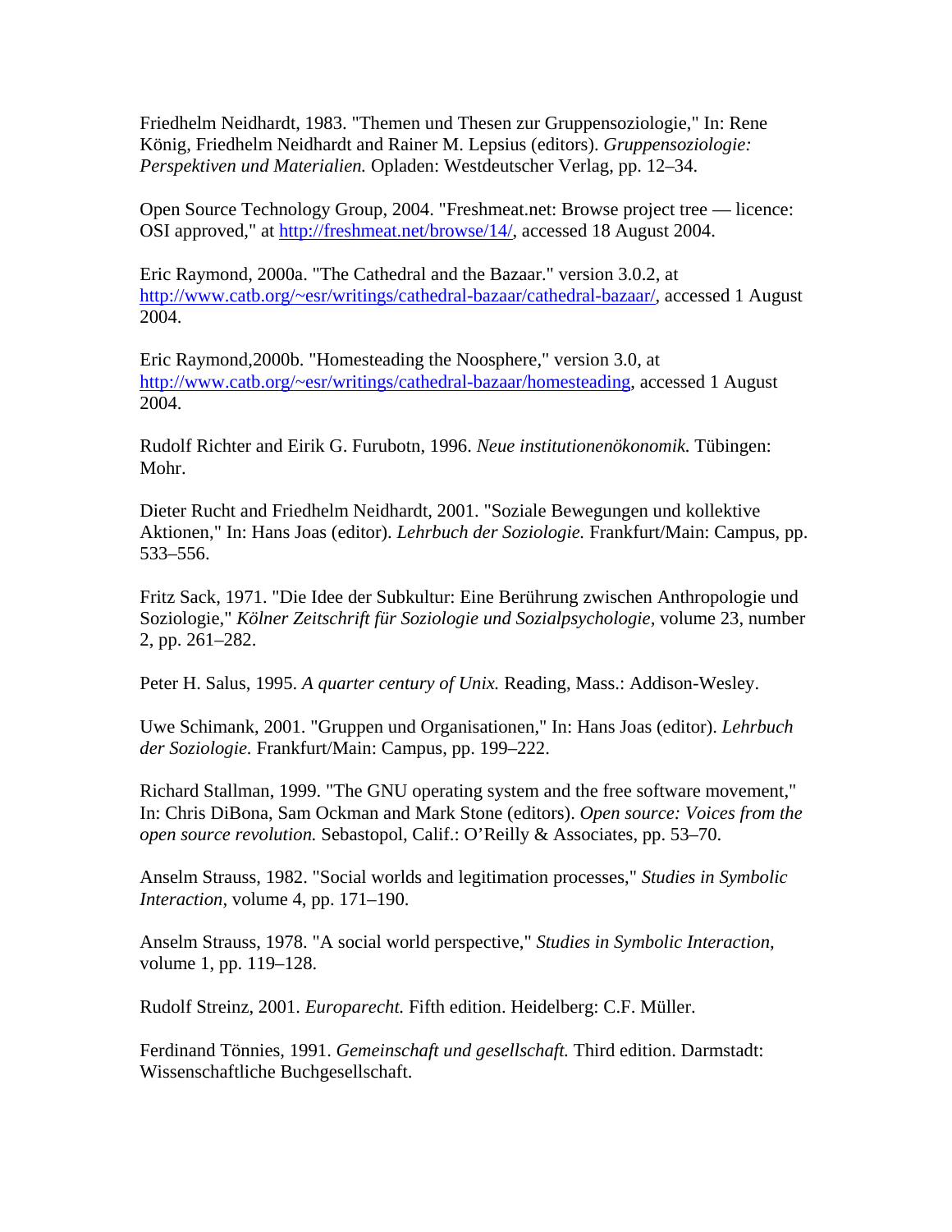Friedhelm Neidhardt, 1983. "Themen und Thesen zur Gruppensoziologie," In: Rene König, Friedhelm Neidhardt and Rainer M. Lepsius (editors). *Gruppensoziologie: Perspektiven und Materialien.* Opladen: Westdeutscher Verlag, pp. 12–34.

Open Source Technology Group, 2004. "Freshmeat.net: Browse project tree — licence: OSI approved," at http://freshmeat.net/browse/14/, accessed 18 August 2004.

Eric Raymond, 2000a. "The Cathedral and the Bazaar." version 3.0.2, at http://www.catb.org/~esr/writings/cathedral-bazaar/cathedral-bazaar/, accessed 1 August 2004.

Eric Raymond,2000b. "Homesteading the Noosphere," version 3.0, at http://www.catb.org/~esr/writings/cathedral-bazaar/homesteading, accessed 1 August 2004.

Rudolf Richter and Eirik G. Furubotn, 1996. *Neue institutionenökonomik.* Tübingen: Mohr.

Dieter Rucht and Friedhelm Neidhardt, 2001. "Soziale Bewegungen und kollektive Aktionen," In: Hans Joas (editor). *Lehrbuch der Soziologie.* Frankfurt/Main: Campus, pp. 533–556.

Fritz Sack, 1971. "Die Idee der Subkultur: Eine Berührung zwischen Anthropologie und Soziologie," *Kölner Zeitschrift für Soziologie und Sozialpsychologie,* volume 23, number 2, pp. 261–282.

Peter H. Salus, 1995. *A quarter century of Unix.* Reading, Mass.: Addison-Wesley.

Uwe Schimank, 2001. "Gruppen und Organisationen," In: Hans Joas (editor). *Lehrbuch der Soziologie.* Frankfurt/Main: Campus, pp. 199–222.

Richard Stallman, 1999. "The GNU operating system and the free software movement," In: Chris DiBona, Sam Ockman and Mark Stone (editors). *Open source: Voices from the open source revolution.* Sebastopol, Calif.: O'Reilly & Associates, pp. 53–70.

Anselm Strauss, 1982. "Social worlds and legitimation processes," *Studies in Symbolic Interaction,* volume 4, pp. 171–190.

Anselm Strauss, 1978. "A social world perspective," *Studies in Symbolic Interaction,* volume 1, pp. 119–128.

Rudolf Streinz, 2001. *Europarecht.* Fifth edition. Heidelberg: C.F. Müller.

Ferdinand Tönnies, 1991. *Gemeinschaft und gesellschaft.* Third edition. Darmstadt: Wissenschaftliche Buchgesellschaft.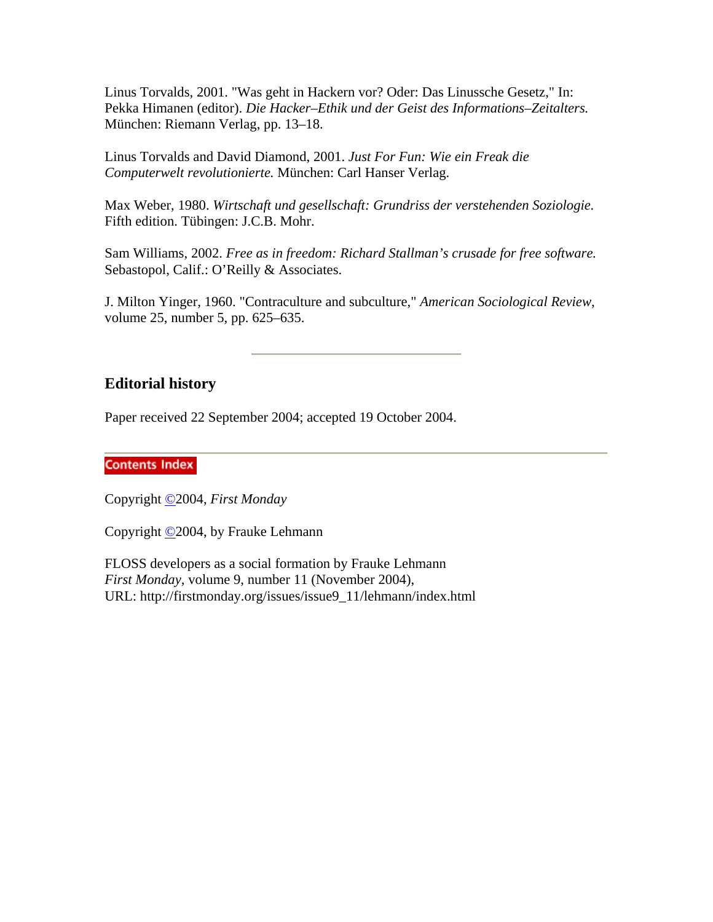Linus Torvalds, 2001. "Was geht in Hackern vor? Oder: Das Linussche Gesetz," In: Pekka Himanen (editor). *Die Hacker–Ethik und der Geist des Informations–Zeitalters.* München: Riemann Verlag, pp. 13–18.

Linus Torvalds and David Diamond, 2001. *Just For Fun: Wie ein Freak die Computerwelt revolutionierte.* München: Carl Hanser Verlag.

Max Weber, 1980. *Wirtschaft und gesellschaft: Grundriss der verstehenden Soziologie.* Fifth edition. Tübingen: J.C.B. Mohr.

Sam Williams, 2002. *Free as in freedom: Richard Stallman's crusade for free software.* Sebastopol, Calif.: O'Reilly & Associates.

J. Milton Yinger, 1960. "Contraculture and subculture," *American Sociological Review*, volume 25, number 5, pp. 625–635.

---

## Editorial history

Paper received 22 September 2004; accepted 19 October 2004.

---

Contents Index

Copyright ©2004, *First Monday*

Copyright ©2004, by Frauke Lehmann

FLOSS developers as a social formation by Frauke Lehmann
*First Monday*, volume 9, number 11 (November 2004),
URL: http://firstmonday.org/issues/issue9_11/lehmann/index.html